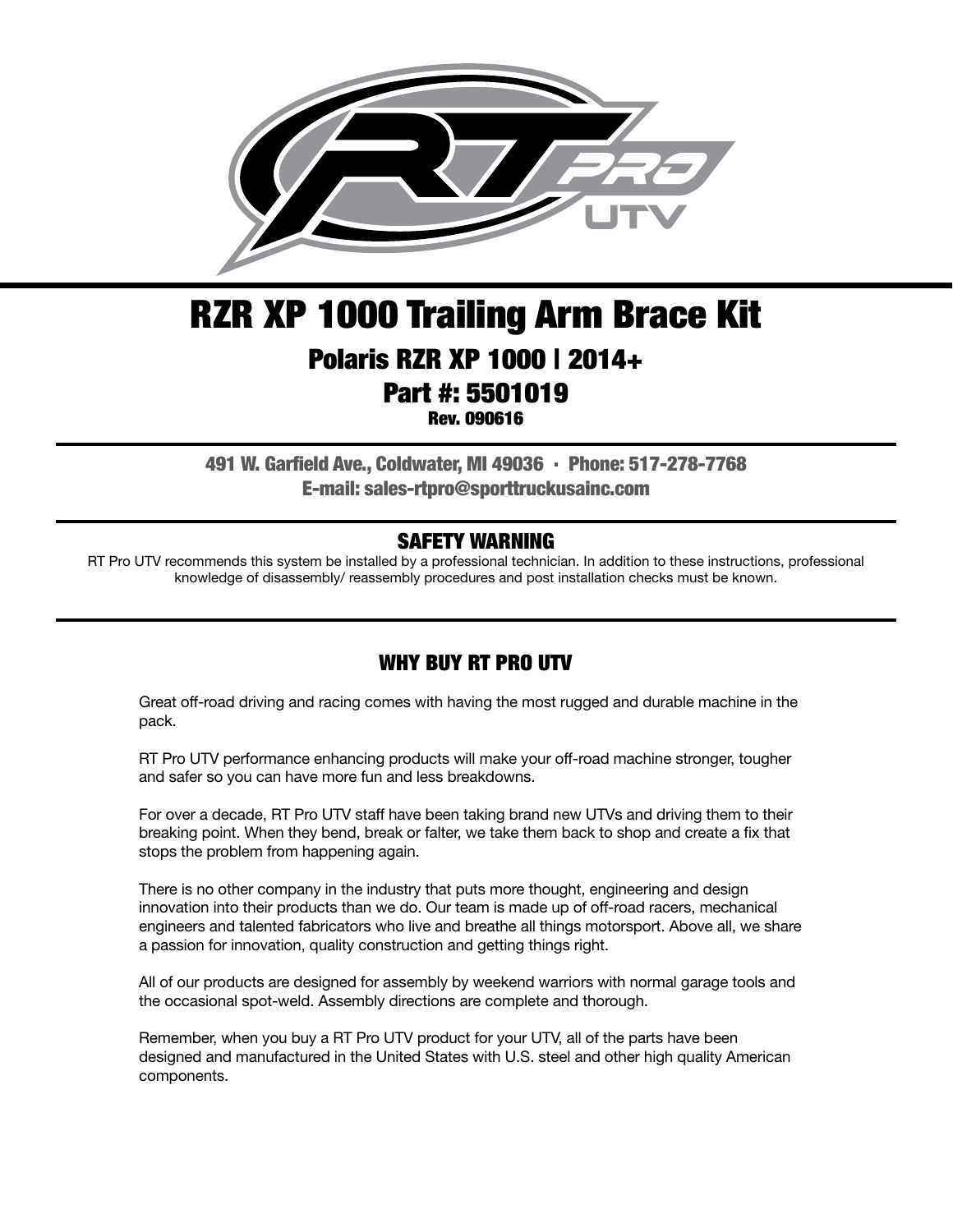# RZR XP 1000 Trailing Arm Brace Kit

## Polaris RZR XP 1000 | 2014+

## Part #: 5501019

**Rev. 090616**

**491 W. Garfield Ave., Coldwater, MI 49036 · Phone: 517-278-7768**
**E-mail: sales-rtpro@sporttruckusainc.com**

### SAFETY WARNING

RT Pro UTV recommends this system be installed by a professional technician. In addition to these instructions, professional knowledge of disassembly/ reassembly procedures and post installation checks must be known.

### WHY BUY RT PRO UTV

Great off-road driving and racing comes with having the most rugged and durable machine in the pack.

RT Pro UTV performance enhancing products will make your off-road machine stronger, tougher and safer so you can have more fun and less breakdowns.

For over a decade, RT Pro UTV staff have been taking brand new UTVs and driving them to their breaking point. When they bend, break or falter, we take them back to shop and create a fix that stops the problem from happening again.

There is no other company in the industry that puts more thought, engineering and design innovation into their products than we do. Our team is made up of off-road racers, mechanical engineers and talented fabricators who live and breathe all things motorsport. Above all, we share a passion for innovation, quality construction and getting things right.

All of our products are designed for assembly by weekend warriors with normal garage tools and the occasional spot-weld. Assembly directions are complete and thorough.

Remember, when you buy a RT Pro UTV product for your UTV, all of the parts have been designed and manufactured in the United States with U.S. steel and other high quality American components.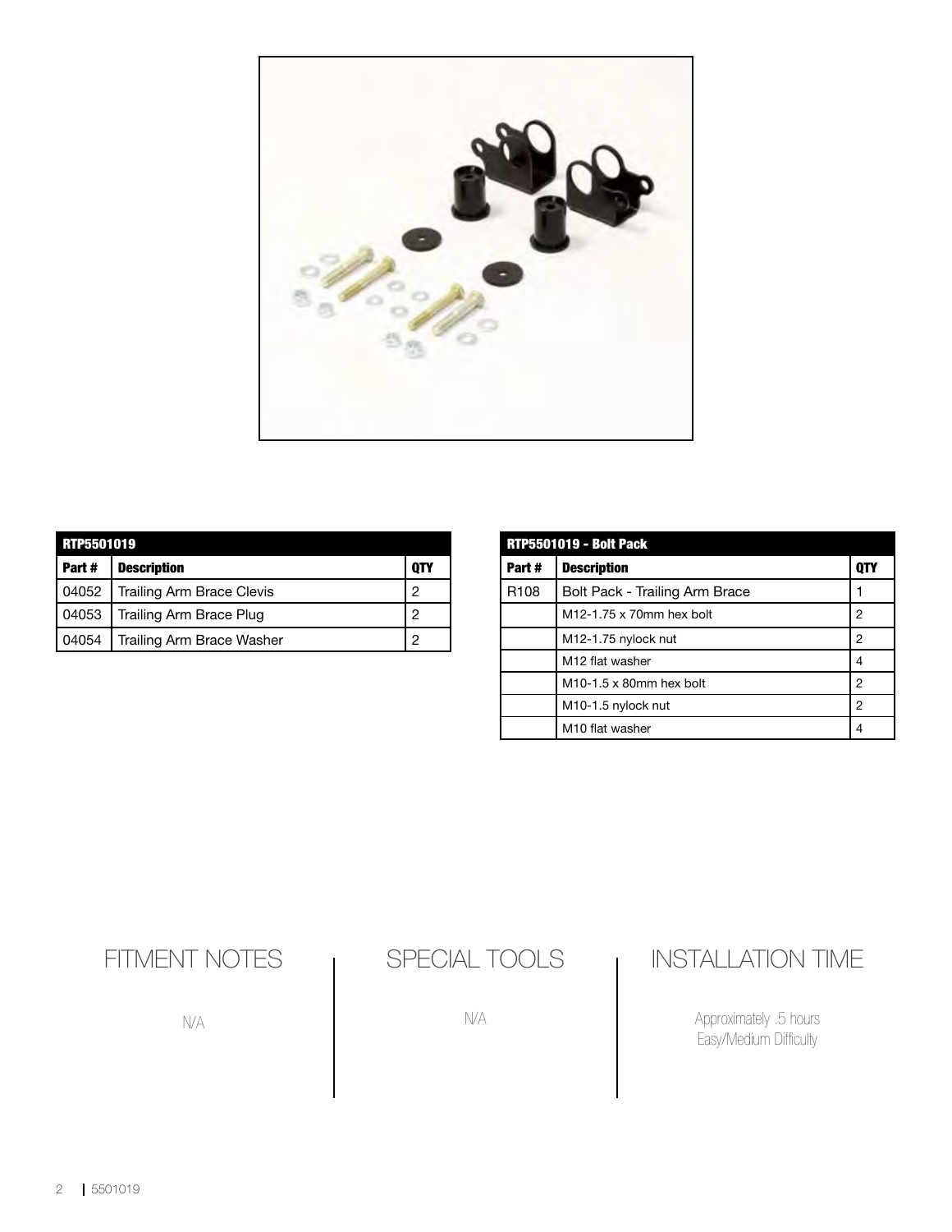| RTP5501019 | | |
|---|---|---|
| **Part #** | **Description** | **QTY** |
| 04052 | Trailing Arm Brace Clevis | 2 |
| 04053 | Trailing Arm Brace Plug | 2 |
| 04054 | Trailing Arm Brace Washer | 2 |

| RTP5501019 - Bolt Pack | | |
|---|---|---|
| **Part #** | **Description** | **QTY** |
| R108 | Bolt Pack - Trailing Arm Brace | 1 |
| | M12-1.75 x 70mm hex bolt | 2 |
| | M12-1.75 nylock nut | 2 |
| | M12 flat washer | 4 |
| | M10-1.5 x 80mm hex bolt | 2 |
| | M10-1.5 nylock nut | 2 |
| | M10 flat washer | 4 |

## FITMENT NOTES

N/A

## SPECIAL TOOLS

N/A

## INSTALLATION TIME

Approximately .5 hours
Easy/Medium Difficulty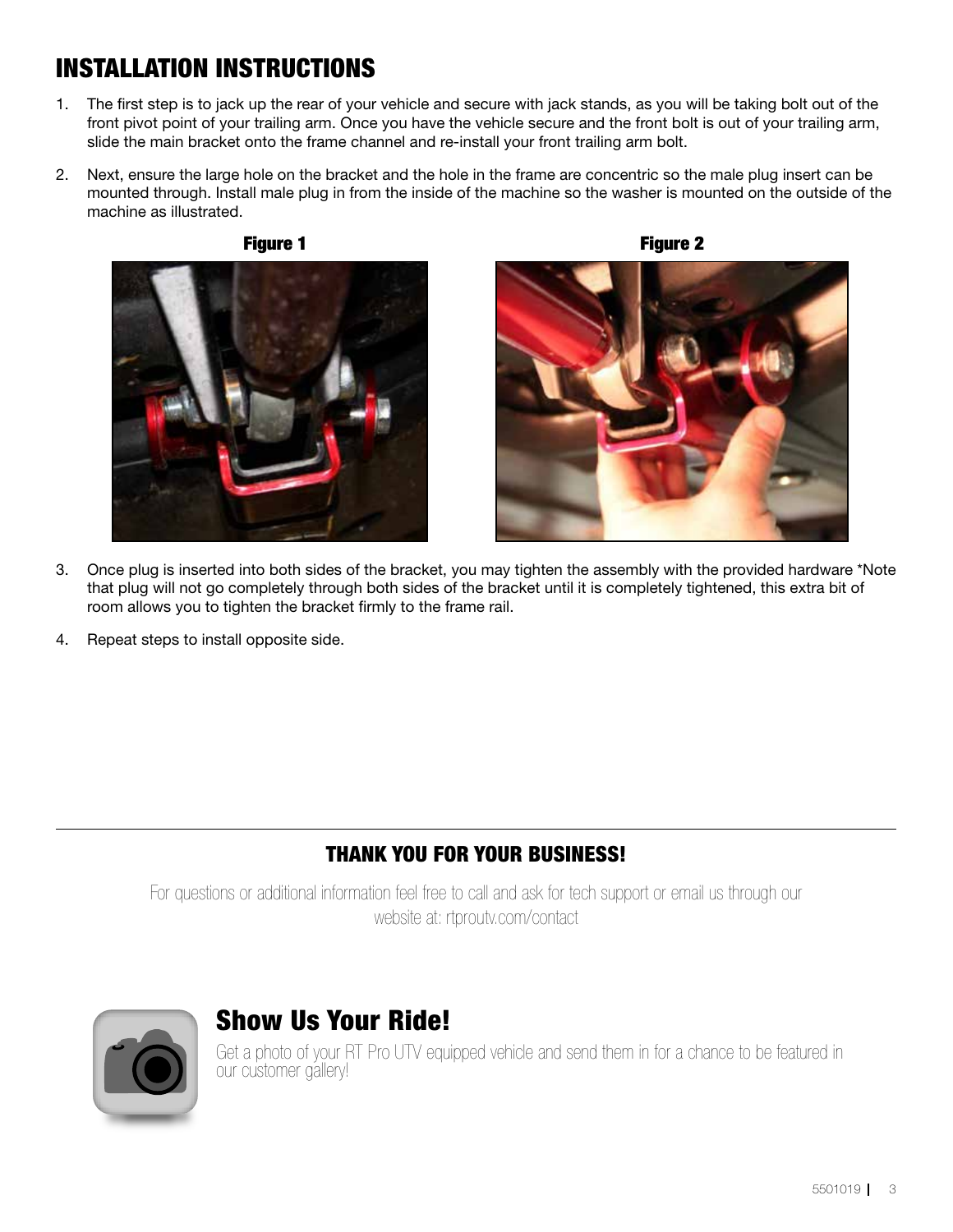## INSTALLATION INSTRUCTIONS

1. The first step is to jack up the rear of your vehicle and secure with jack stands, as you will be taking bolt out of the front pivot point of your trailing arm. Once you have the vehicle secure and the front bolt is out of your trailing arm, slide the main bracket onto the frame channel and re-install your front trailing arm bolt.

2. Next, ensure the large hole on the bracket and the hole in the frame are concentric so the male plug insert can be mounted through. Install male plug in from the inside of the machine so the washer is mounted on the outside of the machine as illustrated.

**Figure 1**

**Figure 2**

3. Once plug is inserted into both sides of the bracket, you may tighten the assembly with the provided hardware *Note that plug will not go completely through both sides of the bracket until it is completely tightened, this extra bit of room allows you to tighten the bracket firmly to the frame rail.

4. Repeat steps to install opposite side.

---

### THANK YOU FOR YOUR BUSINESS!

For questions or additional information feel free to call and ask for tech support or email us through our website at: rtproutv.com/contact

## Show Us Your Ride!

Get a photo of your RT Pro UTV equipped vehicle and send them in for a chance to be featured in our customer gallery!

5501019